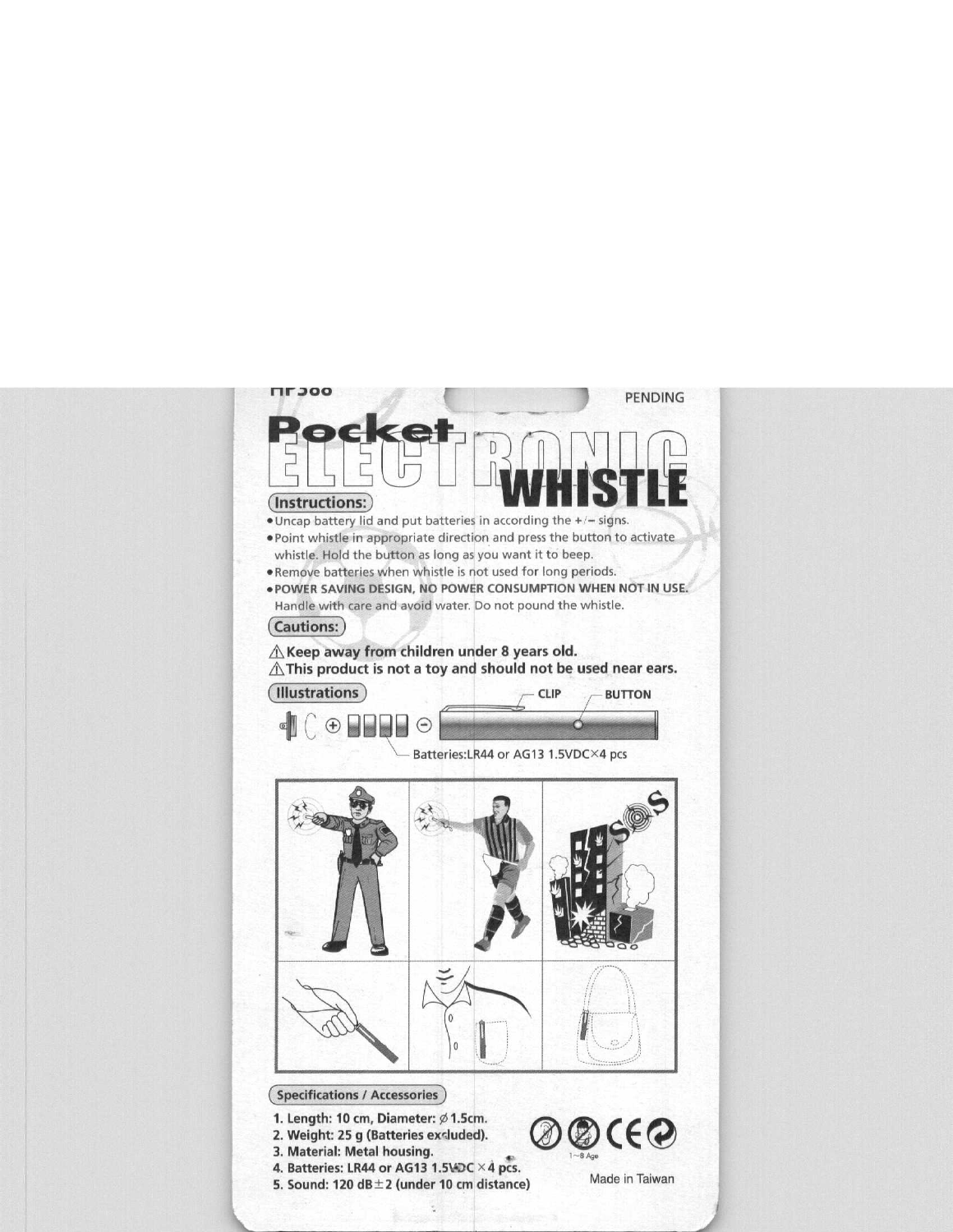HP588

PENDING

# Pocket ELECTRONIC WHISTLE

## Instructions:

- Uncap battery lid and put batteries in according the +/− signs.
- Point whistle in appropriate direction and press the button to activate whistle. Hold the button as long as you want it to beep.
- Remove batteries when whistle is not used for long periods.
- **POWER SAVING DESIGN, NO POWER CONSUMPTION WHEN NOT IN USE.** Handle with care and avoid water. Do not pound the whistle.

## Cautions:

⚠ **Keep away from children under 8 years old.**

⚠ **This product is not a toy and should not be used near ears.**

## Illustrations

CLIP

BUTTON

Batteries:LR44 or AG13 1.5VDC×4 pcs

## Specifications / Accessories

1. **Length: 10 cm, Diameter: ⌀1.5cm.**
2. **Weight: 25 g (Batteries excluded).**
3. **Material: Metal housing.**
4. **Batteries: LR44 or AG13 1.5VDC × 4 pcs.**
5. **Sound: 120 dB ± 2 (under 10 cm distance)**

1~8 Age

CE

Made in Taiwan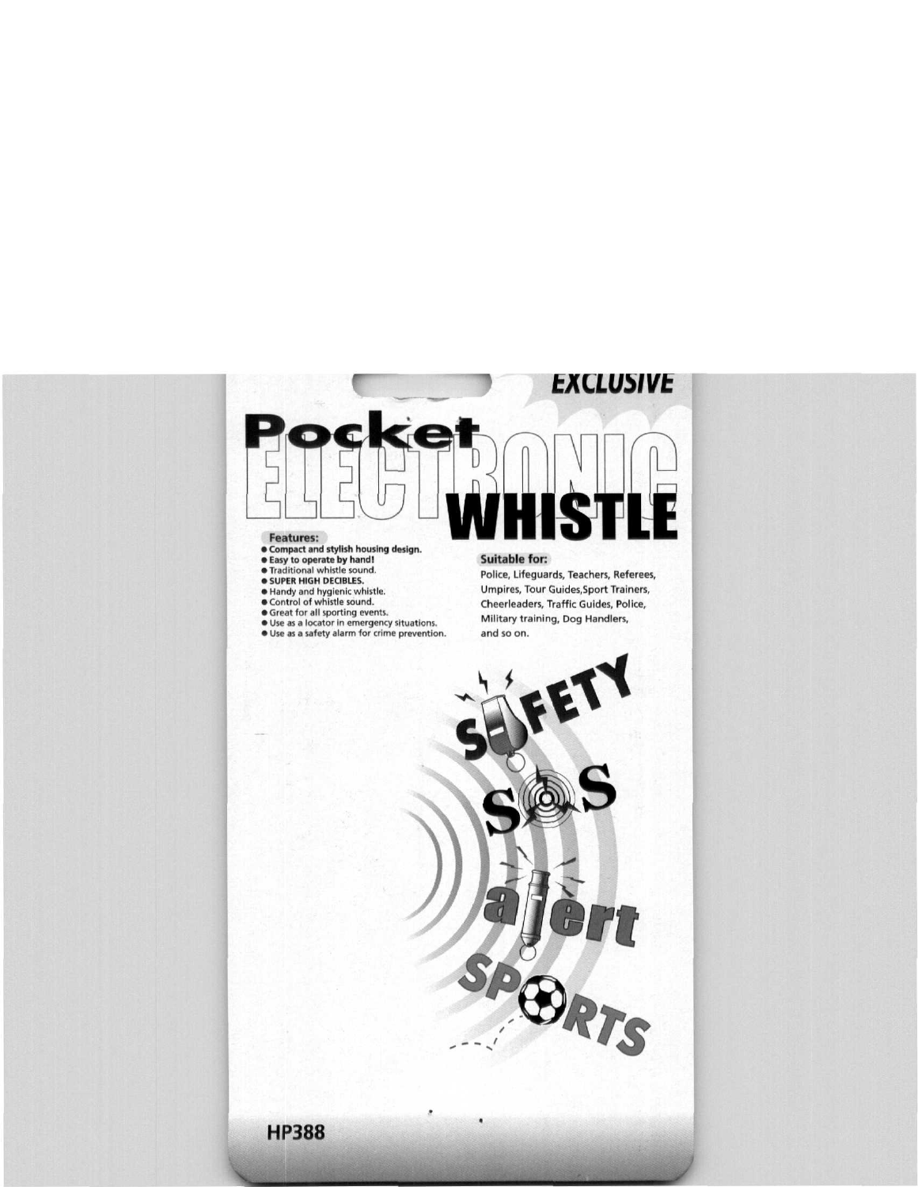EXCLUSIVE

# Pocket ELECTRONIC WHISTLE

**Features:**

- **Compact and stylish housing design.**
- **Easy to operate by hand!**
- Traditional whistle sound.
- **SUPER HIGH DECIBLES.**
- Handy and hygienic whistle.
- Control of whistle sound.
- Great for all sporting events.
- Use as a locator in emergency situations.
- Use as a safety alarm for crime prevention.

**Suitable for:**

Police, Lifeguards, Teachers, Referees, Umpires, Tour Guides, Sport Trainers, Cheerleaders, Traffic Guides, Police, Military training, Dog Handlers, and so on.

SAFETY

SOS

alert

SPORTS

HP388